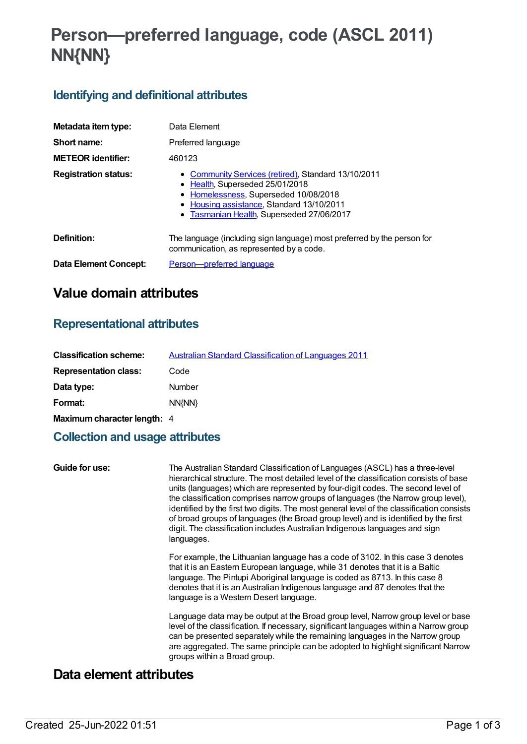# Person—preferred language, code (ASCL 2011) NN{NN}

## Identifying and definitional attributes

| | |
|---|---|
| **Metadata item type:** | Data Element |
| **Short name:** | Preferred language |
| **METEOR identifier:** | 460123 |
| **Registration status:** | • Community Services (retired), Standard 13/10/2011<br>• Health, Superseded 25/01/2018<br>• Homelessness, Superseded 10/08/2018<br>• Housing assistance, Standard 13/10/2011<br>• Tasmanian Health, Superseded 27/06/2017 |
| **Definition:** | The language (including sign language) most preferred by the person for communication, as represented by a code. |
| **Data Element Concept:** | Person—preferred language |

# Value domain attributes

## Representational attributes

| | |
|---|---|
| **Classification scheme:** | Australian Standard Classification of Languages 2011 |
| **Representation class:** | Code |
| **Data type:** | Number |
| **Format:** | NN{NN} |
| **Maximum character length:** | 4 |

## Collection and usage attributes

**Guide for use:**

The Australian Standard Classification of Languages (ASCL) has a three-level hierarchical structure. The most detailed level of the classification consists of base units (languages) which are represented by four-digit codes. The second level of the classification comprises narrow groups of languages (the Narrow group level), identified by the first two digits. The most general level of the classification consists of broad groups of languages (the Broad group level) and is identified by the first digit. The classification includes Australian Indigenous languages and sign languages.

For example, the Lithuanian language has a code of 3102. In this case 3 denotes that it is an Eastern European language, while 31 denotes that it is a Baltic language. The Pintupi Aboriginal language is coded as 8713. In this case 8 denotes that it is an Australian Indigenous language and 87 denotes that the language is a Western Desert language.

Language data may be output at the Broad group level, Narrow group level or base level of the classification. If necessary, significant languages within a Narrow group can be presented separately while the remaining languages in the Narrow group are aggregated. The same principle can be adopted to highlight significant Narrow groups within a Broad group.

# Data element attributes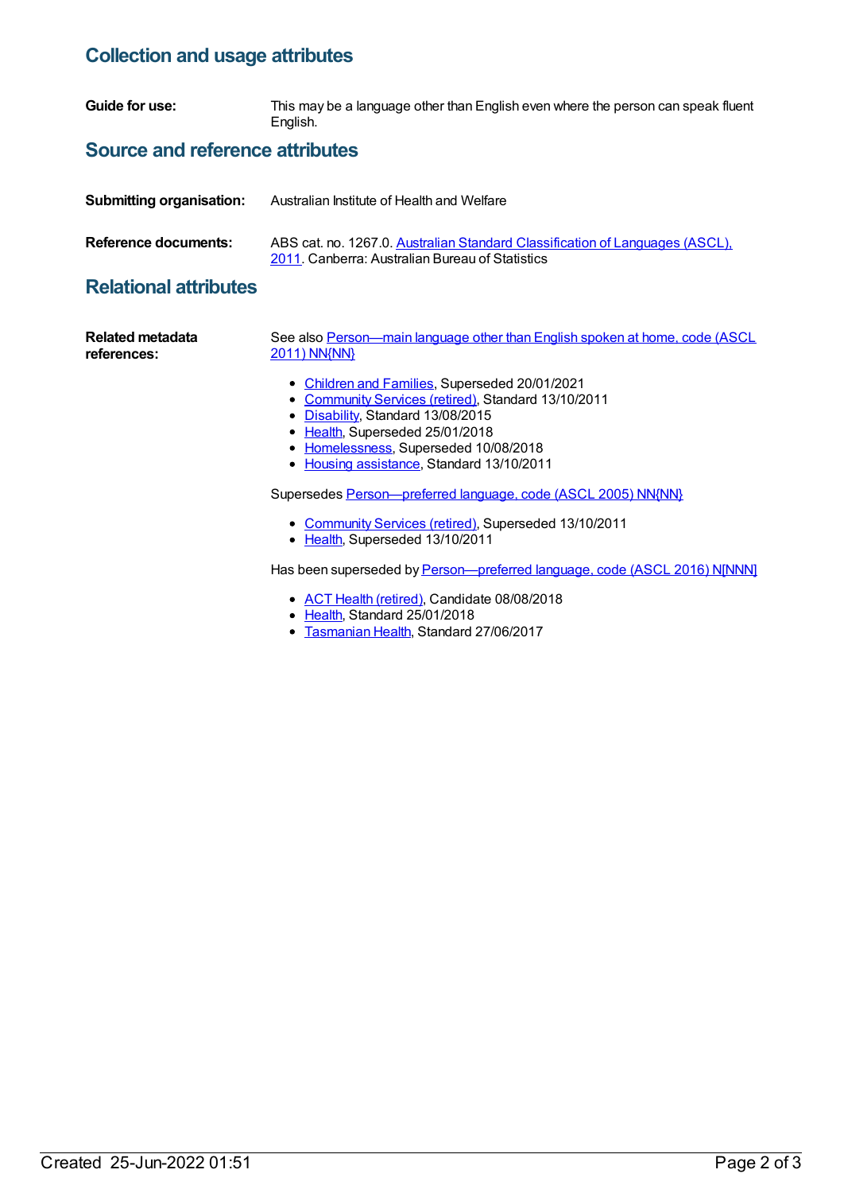## Collection and usage attributes

**Guide for use:** This may be a language other than English even where the person can speak fluent English.

## Source and reference attributes

**Submitting organisation:** Australian Institute of Health and Welfare

**Reference documents:** ABS cat. no. 1267.0. Australian Standard Classification of Languages (ASCL), 2011. Canberra: Australian Bureau of Statistics

## Relational attributes

**Related metadata references:**

See also Person—main language other than English spoken at home, code (ASCL 2011) NN{NN}

- Children and Families, Superseded 20/01/2021
- Community Services (retired), Standard 13/10/2011
- Disability, Standard 13/08/2015
- Health, Superseded 25/01/2018
- Homelessness, Superseded 10/08/2018
- Housing assistance, Standard 13/10/2011

Supersedes Person—preferred language, code (ASCL 2005) NN{NN}

- Community Services (retired), Superseded 13/10/2011
- Health, Superseded 13/10/2011

Has been superseded by Person—preferred language, code (ASCL 2016) N[NNN]

- ACT Health (retired), Candidate 08/08/2018
- Health, Standard 25/01/2018
- Tasmanian Health, Standard 27/06/2017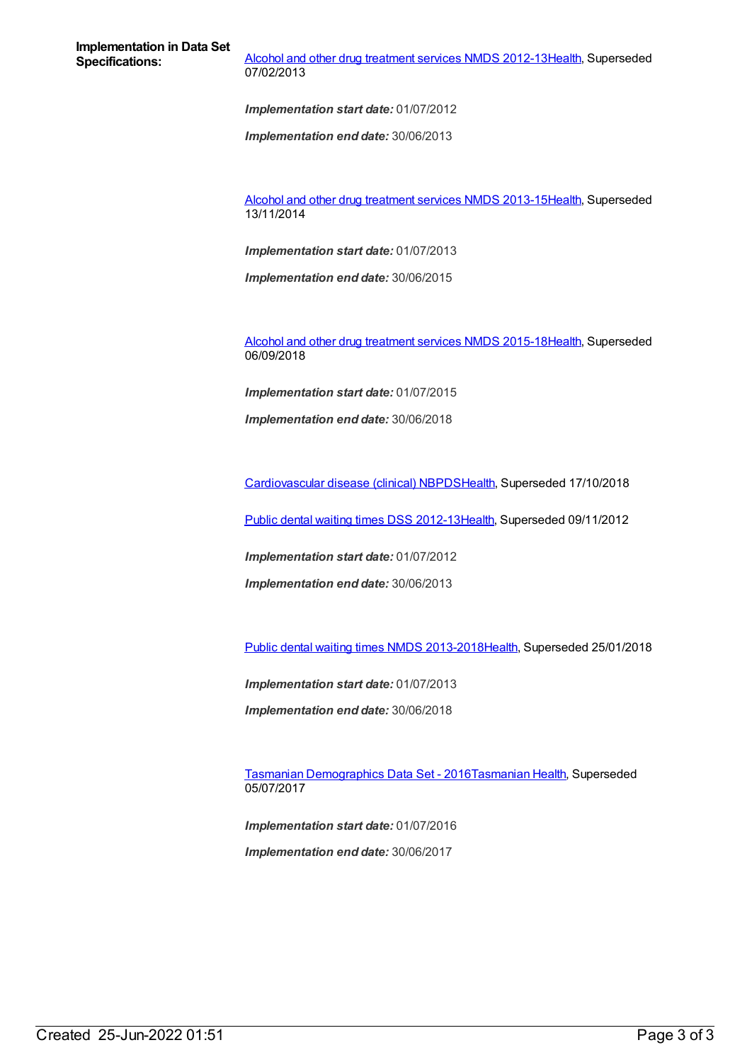**Implementation in Data Set Specifications:**

Alcohol and other drug treatment services NMDS 2012-13Health, Superseded 07/02/2013

*Implementation start date:* 01/07/2012

*Implementation end date:* 30/06/2013

Alcohol and other drug treatment services NMDS 2013-15Health, Superseded 13/11/2014

*Implementation start date:* 01/07/2013

*Implementation end date:* 30/06/2015

Alcohol and other drug treatment services NMDS 2015-18Health, Superseded 06/09/2018

*Implementation start date:* 01/07/2015

*Implementation end date:* 30/06/2018

Cardiovascular disease (clinical) NBPDSHealth, Superseded 17/10/2018

Public dental waiting times DSS 2012-13Health, Superseded 09/11/2012

*Implementation start date:* 01/07/2012

*Implementation end date:* 30/06/2013

Public dental waiting times NMDS 2013-2018Health, Superseded 25/01/2018

*Implementation start date:* 01/07/2013

*Implementation end date:* 30/06/2018

Tasmanian Demographics Data Set - 2016Tasmanian Health, Superseded 05/07/2017

*Implementation start date:* 01/07/2016

*Implementation end date:* 30/06/2017